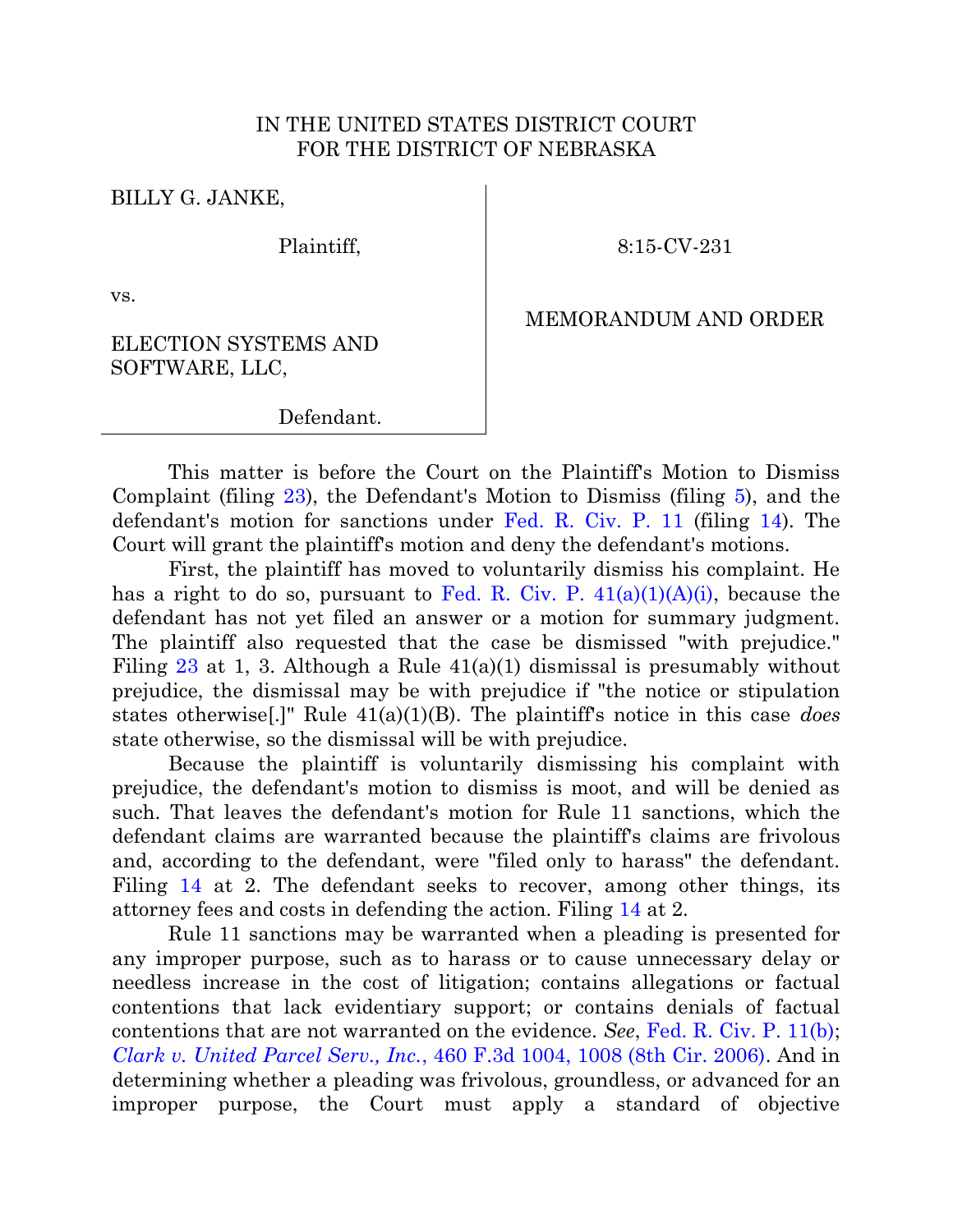IN THE UNITED STATES DISTRICT COURT
FOR THE DISTRICT OF NEBRASKA

BILLY G. JANKE,

Plaintiff,

vs.

ELECTION SYSTEMS AND SOFTWARE, LLC,

Defendant.

8:15-CV-231

MEMORANDUM AND ORDER

This matter is before the Court on the Plaintiff's Motion to Dismiss Complaint (filing 23), the Defendant's Motion to Dismiss (filing 5), and the defendant's motion for sanctions under Fed. R. Civ. P. 11 (filing 14). The Court will grant the plaintiff's motion and deny the defendant's motions.

First, the plaintiff has moved to voluntarily dismiss his complaint. He has a right to do so, pursuant to Fed. R. Civ. P. 41(a)(1)(A)(i), because the defendant has not yet filed an answer or a motion for summary judgment. The plaintiff also requested that the case be dismissed "with prejudice." Filing 23 at 1, 3. Although a Rule 41(a)(1) dismissal is presumably without prejudice, the dismissal may be with prejudice if "the notice or stipulation states otherwise[.]" Rule 41(a)(1)(B). The plaintiff's notice in this case *does* state otherwise, so the dismissal will be with prejudice.

Because the plaintiff is voluntarily dismissing his complaint with prejudice, the defendant's motion to dismiss is moot, and will be denied as such. That leaves the defendant's motion for Rule 11 sanctions, which the defendant claims are warranted because the plaintiff's claims are frivolous and, according to the defendant, were "filed only to harass" the defendant. Filing 14 at 2. The defendant seeks to recover, among other things, its attorney fees and costs in defending the action. Filing 14 at 2.

Rule 11 sanctions may be warranted when a pleading is presented for any improper purpose, such as to harass or to cause unnecessary delay or needless increase in the cost of litigation; contains allegations or factual contentions that lack evidentiary support; or contains denials of factual contentions that are not warranted on the evidence. *See*, Fed. R. Civ. P. 11(b); *Clark v. United Parcel Serv., Inc.*, 460 F.3d 1004, 1008 (8th Cir. 2006). And in determining whether a pleading was frivolous, groundless, or advanced for an improper purpose, the Court must apply a standard of objective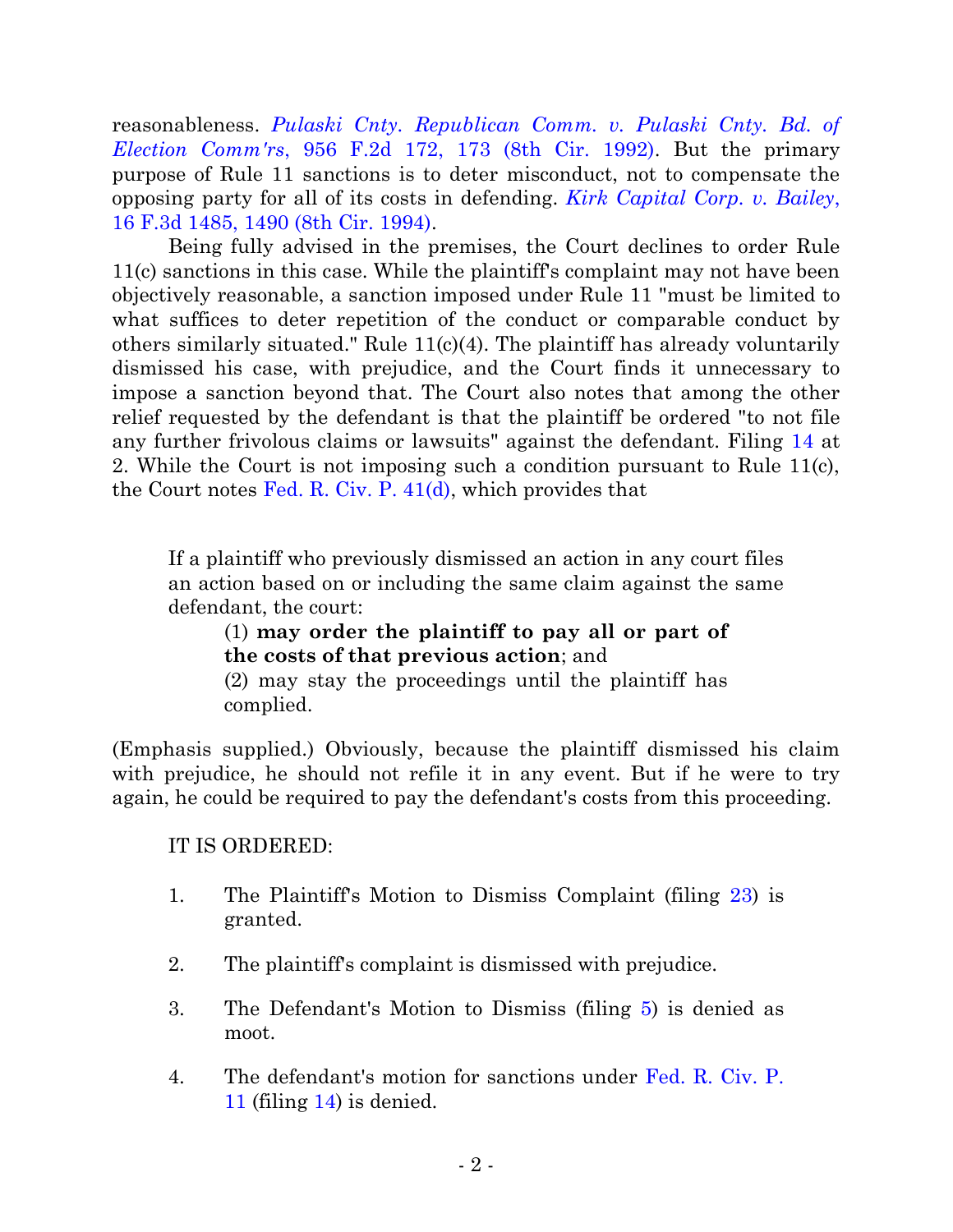reasonableness. *Pulaski Cnty. Republican Comm. v. Pulaski Cnty. Bd. of Election Comm'rs*, 956 F.2d 172, 173 (8th Cir. 1992). But the primary purpose of Rule 11 sanctions is to deter misconduct, not to compensate the opposing party for all of its costs in defending. *Kirk Capital Corp. v. Bailey*, 16 F.3d 1485, 1490 (8th Cir. 1994).

Being fully advised in the premises, the Court declines to order Rule 11(c) sanctions in this case. While the plaintiff's complaint may not have been objectively reasonable, a sanction imposed under Rule 11 "must be limited to what suffices to deter repetition of the conduct or comparable conduct by others similarly situated." Rule 11(c)(4). The plaintiff has already voluntarily dismissed his case, with prejudice, and the Court finds it unnecessary to impose a sanction beyond that. The Court also notes that among the other relief requested by the defendant is that the plaintiff be ordered "to not file any further frivolous claims or lawsuits" against the defendant. Filing 14 at 2. While the Court is not imposing such a condition pursuant to Rule 11(c), the Court notes Fed. R. Civ. P. 41(d), which provides that

> If a plaintiff who previously dismissed an action in any court files an action based on or including the same claim against the same defendant, the court:
>
> (1) **may order the plaintiff to pay all or part of the costs of that previous action**; and
>
> (2) may stay the proceedings until the plaintiff has complied.

(Emphasis supplied.) Obviously, because the plaintiff dismissed his claim with prejudice, he should not refile it in any event. But if he were to try again, he could be required to pay the defendant's costs from this proceeding.

IT IS ORDERED:

1. The Plaintiff's Motion to Dismiss Complaint (filing 23) is granted.
2. The plaintiff's complaint is dismissed with prejudice.
3. The Defendant's Motion to Dismiss (filing 5) is denied as moot.
4. The defendant's motion for sanctions under Fed. R. Civ. P. 11 (filing 14) is denied.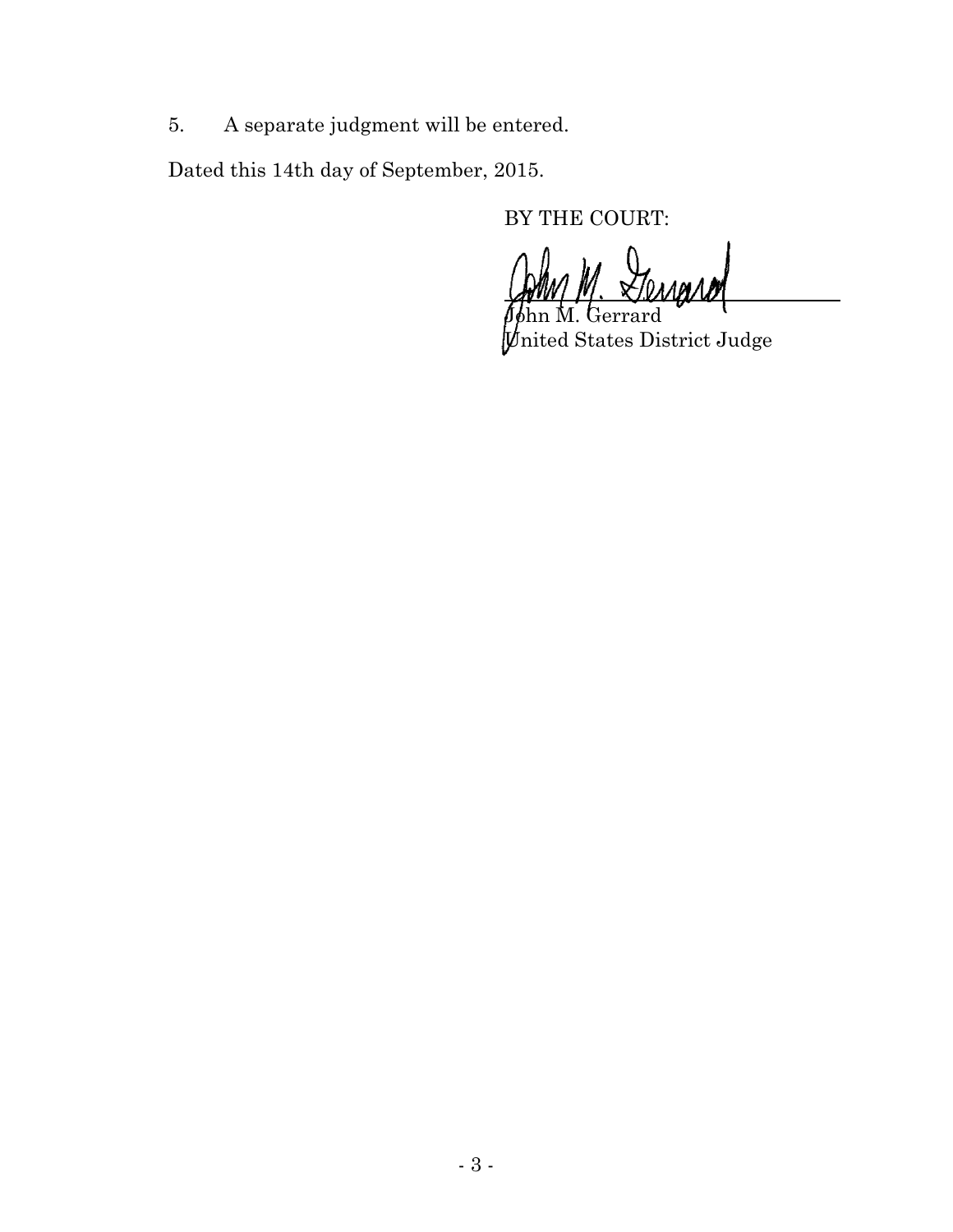5. A separate judgment will be entered.

Dated this 14th day of September, 2015.

BY THE COURT:

John M. Gerrard
United States District Judge